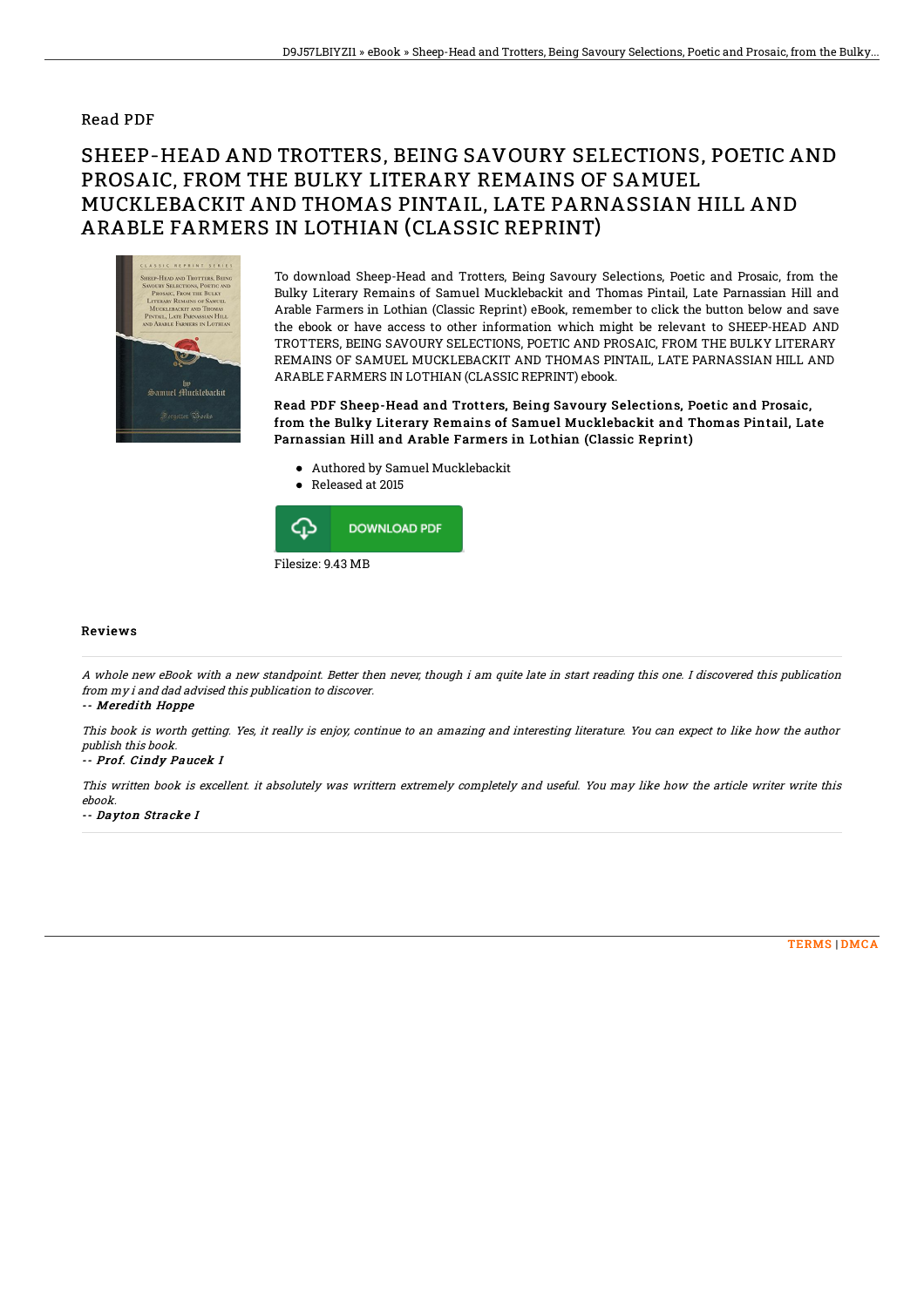## Read PDF

# SHEEP-HEAD AND TROTTERS, BEING SAVOURY SELECTIONS, POETIC AND PROSAIC, FROM THE BULKY LITERARY REMAINS OF SAMUEL MUCKLEBACKIT AND THOMAS PINTAIL, LATE PARNASSIAN HILL AND ARABLE FARMERS IN LOTHIAN (CLASSIC REPRINT)

To download Sheep-Head and Trotters, Being Savoury Selections, Poetic and Prosaic, from the Bulky Literary Remains of Samuel Mucklebackit and Thomas Pintail, Late Parnassian Hill and Arable Farmers in Lothian (Classic Reprint) eBook, remember to click the button below and save the ebook or have access to other information which might be relevant to SHEEP-HEAD AND TROTTERS, BEING SAVOURY SELECTIONS, POETIC AND PROSAIC, FROM THE BULKY LITERARY REMAINS OF SAMUEL MUCKLEBACKIT AND THOMAS PINTAIL, LATE PARNASSIAN HILL AND ARABLE FARMERS IN LOTHIAN (CLASSIC REPRINT) ebook.

**Read PDF Sheep-Head and Trotters, Being Savoury Selections, Poetic and Prosaic, from the Bulky Literary Remains of Samuel Mucklebackit and Thomas Pintail, Late Parnassian Hill and Arable Farmers in Lothian (Classic Reprint)**

- Authored by Samuel Mucklebackit
- Released at 2015

DOWNLOAD PDF

Filesize: 9.43 MB

## Reviews

*A whole new eBook with a new standpoint. Better then never, though i am quite late in start reading this one. I discovered this publication from my i and dad advised this publication to discover.*

*-- Meredith Hoppe*

*This book is worth getting. Yes, it really is enjoy, continue to an amazing and interesting literature. You can expect to like how the author publish this book.*

*-- Prof. Cindy Paucek I*

*This written book is excellent. it absolutely was writtern extremely completely and useful. You may like how the article writer write this ebook.*

*-- Dayton Stracke I*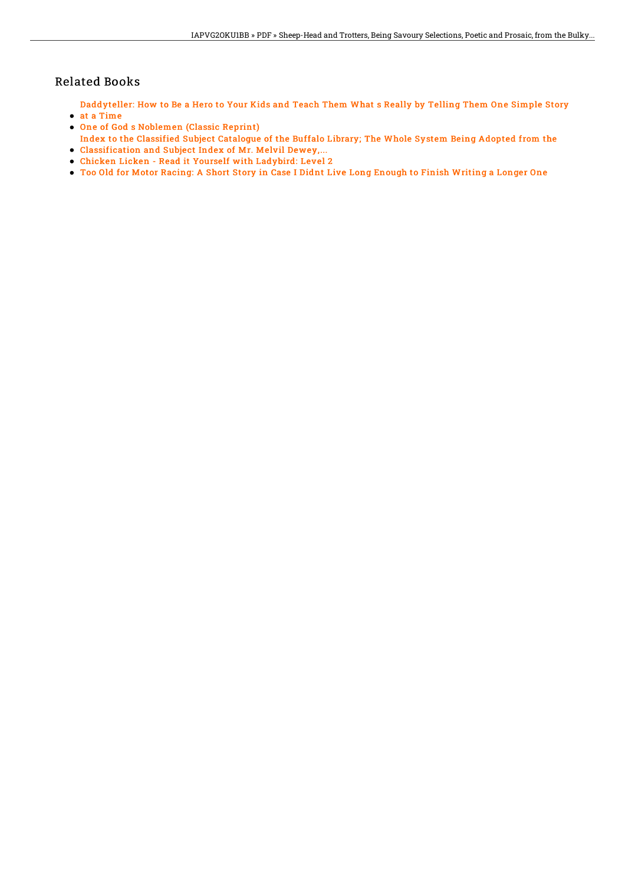## Related Books

- Daddyteller: How to Be a Hero to Your Kids and Teach Them What s Really by Telling Them One Simple Story at a Time
- One of God s Noblemen (Classic Reprint)
- Index to the Classified Subject Catalogue of the Buffalo Library; The Whole System Being Adopted from the Classification and Subject Index of Mr. Melvil Dewey,...
- Chicken Licken - Read it Yourself with Ladybird: Level 2
- Too Old for Motor Racing: A Short Story in Case I Didnt Live Long Enough to Finish Writing a Longer One